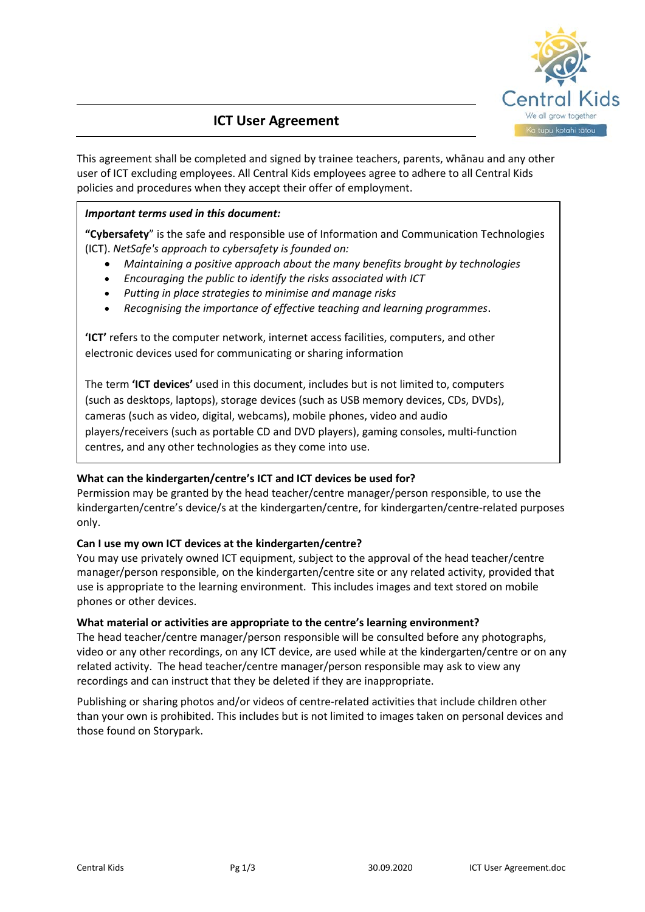# ICT User Agreement

This agreement shall be completed and signed by trainee teachers, parents, whānau and any other user of ICT excluding employees. All Central Kids employees agree to adhere to all Central Kids policies and procedures when they accept their offer of employment.

***Important terms used in this document:***

**"Cybersafety**" is the safe and responsible use of Information and Communication Technologies (ICT). *NetSafe's approach to cybersafety is founded on:*

- *Maintaining a positive approach about the many benefits brought by technologies*
- *Encouraging the public to identify the risks associated with ICT*
- *Putting in place strategies to minimise and manage risks*
- *Recognising the importance of effective teaching and learning programmes*.

**'ICT'** refers to the computer network, internet access facilities, computers, and other electronic devices used for communicating or sharing information

The term **'ICT devices'** used in this document, includes but is not limited to, computers (such as desktops, laptops), storage devices (such as USB memory devices, CDs, DVDs), cameras (such as video, digital, webcams), mobile phones, video and audio players/receivers (such as portable CD and DVD players), gaming consoles, multi-function centres, and any other technologies as they come into use.

**What can the kindergarten/centre's ICT and ICT devices be used for?**
Permission may be granted by the head teacher/centre manager/person responsible, to use the kindergarten/centre's device/s at the kindergarten/centre, for kindergarten/centre-related purposes only.

**Can I use my own ICT devices at the kindergarten/centre?**
You may use privately owned ICT equipment, subject to the approval of the head teacher/centre manager/person responsible, on the kindergarten/centre site or any related activity, provided that use is appropriate to the learning environment. This includes images and text stored on mobile phones or other devices.

**What material or activities are appropriate to the centre's learning environment?**
The head teacher/centre manager/person responsible will be consulted before any photographs, video or any other recordings, on any ICT device, are used while at the kindergarten/centre or on any related activity. The head teacher/centre manager/person responsible may ask to view any recordings and can instruct that they be deleted if they are inappropriate.

Publishing or sharing photos and/or videos of centre-related activities that include children other than your own is prohibited. This includes but is not limited to images taken on personal devices and those found on Storypark.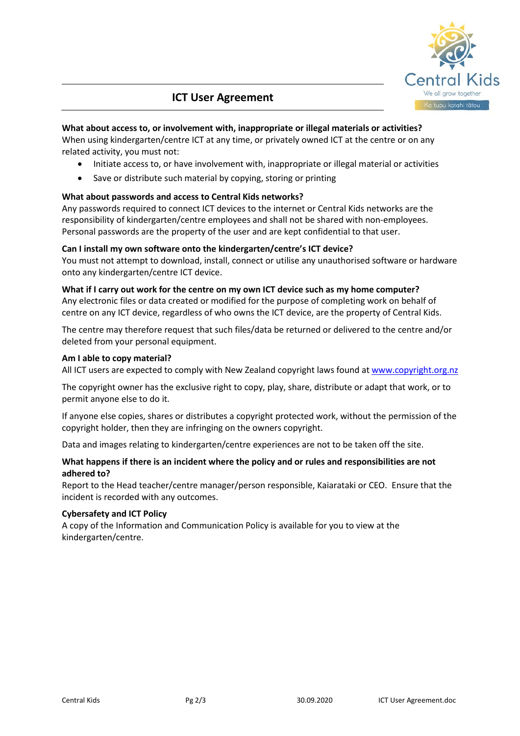## ICT User Agreement

**What about access to, or involvement with, inappropriate or illegal materials or activities?**
When using kindergarten/centre ICT at any time, or privately owned ICT at the centre or on any related activity, you must not:

- Initiate access to, or have involvement with, inappropriate or illegal material or activities
- Save or distribute such material by copying, storing or printing

**What about passwords and access to Central Kids networks?**
Any passwords required to connect ICT devices to the internet or Central Kids networks are the responsibility of kindergarten/centre employees and shall not be shared with non-employees. Personal passwords are the property of the user and are kept confidential to that user.

**Can I install my own software onto the kindergarten/centre's ICT device?**
You must not attempt to download, install, connect or utilise any unauthorised software or hardware onto any kindergarten/centre ICT device.

**What if I carry out work for the centre on my own ICT device such as my home computer?**
Any electronic files or data created or modified for the purpose of completing work on behalf of centre on any ICT device, regardless of who owns the ICT device, are the property of Central Kids.

The centre may therefore request that such files/data be returned or delivered to the centre and/or deleted from your personal equipment.

**Am I able to copy material?**
All ICT users are expected to comply with New Zealand copyright laws found at [www.copyright.org.nz](http://www.copyright.org.nz)

The copyright owner has the exclusive right to copy, play, share, distribute or adapt that work, or to permit anyone else to do it.

If anyone else copies, shares or distributes a copyright protected work, without the permission of the copyright holder, then they are infringing on the owners copyright.

Data and images relating to kindergarten/centre experiences are not to be taken off the site.

**What happens if there is an incident where the policy and or rules and responsibilities are not adhered to?**
Report to the Head teacher/centre manager/person responsible, Kaiarataki or CEO. Ensure that the incident is recorded with any outcomes.

**Cybersafety and ICT Policy**
A copy of the Information and Communication Policy is available for you to view at the kindergarten/centre.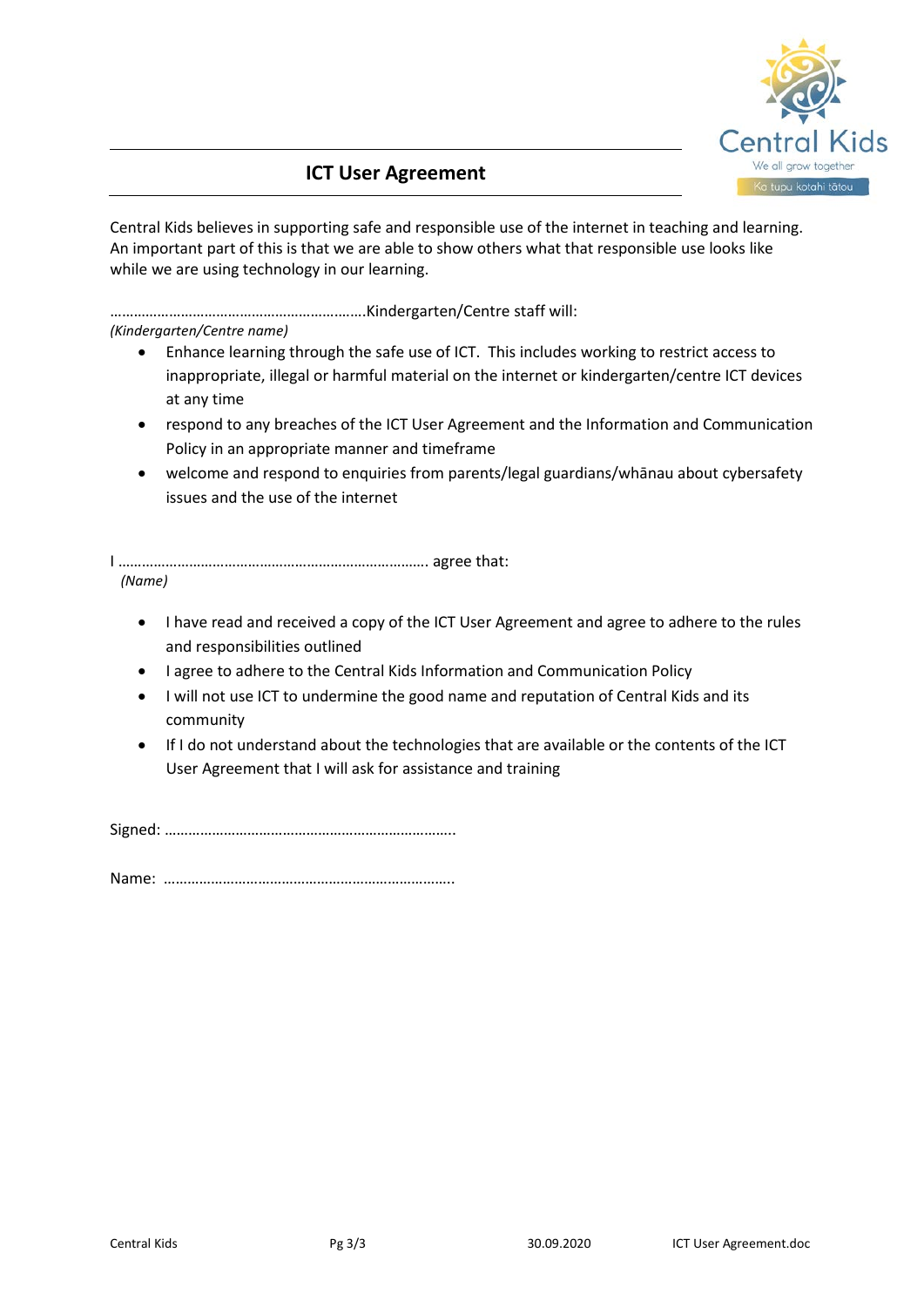# ICT User Agreement

Central Kids believes in supporting safe and responsible use of the internet in teaching and learning. An important part of this is that we are able to show others what that responsible use looks like while we are using technology in our learning.

……………………………………………………….Kindergarten/Centre staff will:
*(Kindergarten/Centre name)*

- Enhance learning through the safe use of ICT. This includes working to restrict access to inappropriate, illegal or harmful material on the internet or kindergarten/centre ICT devices at any time
- respond to any breaches of the ICT User Agreement and the Information and Communication Policy in an appropriate manner and timeframe
- welcome and respond to enquiries from parents/legal guardians/whānau about cybersafety issues and the use of the internet

I ……………………………………………………………………. agree that:
*(Name)*

- I have read and received a copy of the ICT User Agreement and agree to adhere to the rules and responsibilities outlined
- I agree to adhere to the Central Kids Information and Communication Policy
- I will not use ICT to undermine the good name and reputation of Central Kids and its community
- If I do not understand about the technologies that are available or the contents of the ICT User Agreement that I will ask for assistance and training

Signed: ………………………………………………………………..

Name: ………………………………………………………………..